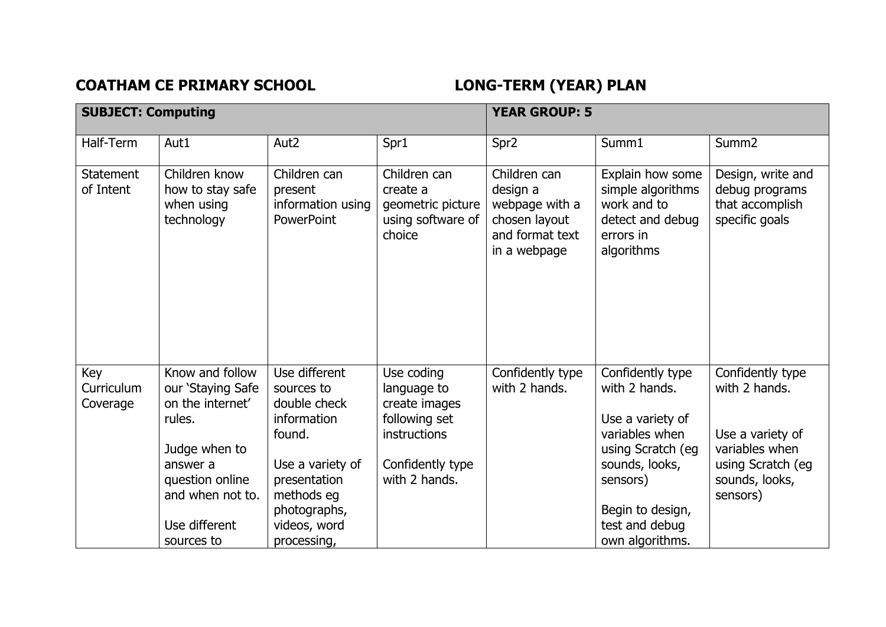**COATHAM CE PRIMARY SCHOOL** **LONG-TERM (YEAR) PLAN**

| **SUBJECT: Computing** | | | | **YEAR GROUP: 5** | | |
|---|---|---|---|---|---|---|
| Half-Term | Aut1 | Aut2 | Spr1 | Spr2 | Summ1 | Summ2 |
| Statement of Intent | Children know how to stay safe when using technology | Children can present information using PowerPoint | Children can create a geometric picture using software of choice | Children can design a webpage with a chosen layout and format text in a webpage | Explain how some simple algorithms work and to detect and debug errors in algorithms | Design, write and debug programs that accomplish specific goals |
| Key Curriculum Coverage | Know and follow our 'Staying Safe on the internet' rules.<br><br>Judge when to answer a question online and when not to.<br><br>Use different sources to | Use different sources to double check information found.<br><br>Use a variety of presentation methods eg photographs, videos, word processing, | Use coding language to create images following set instructions<br><br>Confidently type with 2 hands. | Confidently type with 2 hands. | Confidently type with 2 hands.<br><br>Use a variety of variables when using Scratch (eg sounds, looks, sensors)<br><br>Begin to design, test and debug own algorithms. | Confidently type with 2 hands.<br><br>Use a variety of variables when using Scratch (eg sounds, looks, sensors) |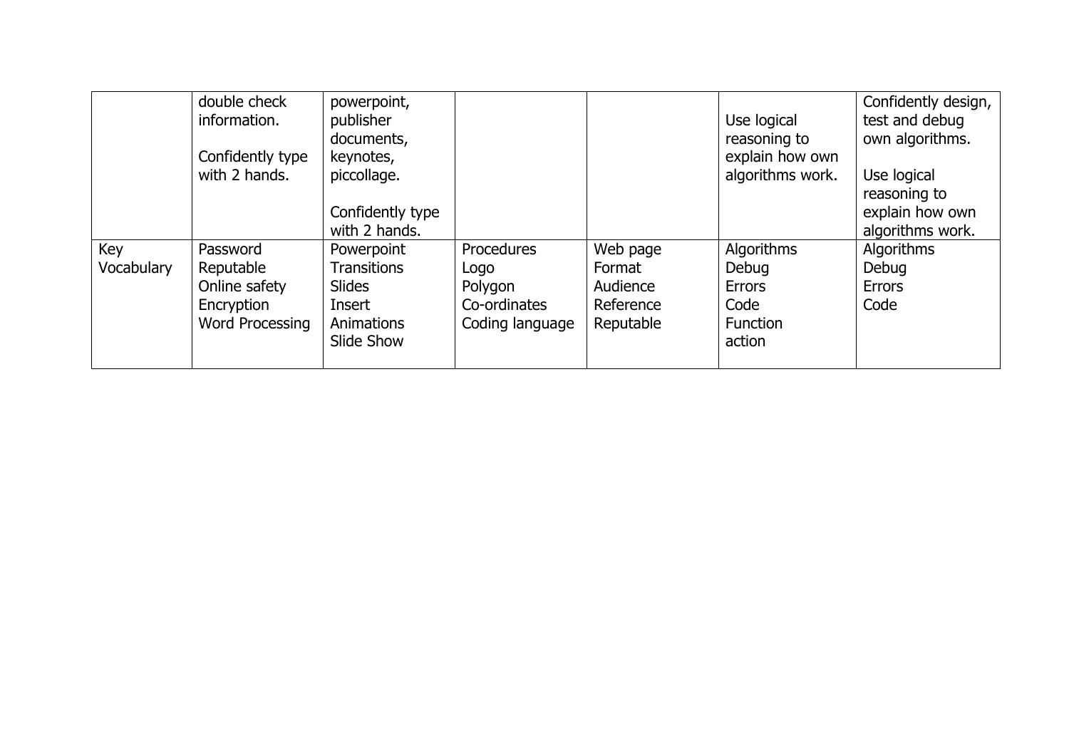| | | | | | | |
|---|---|---|---|---|---|---|
| | double check information.<br><br>Confidently type with 2 hands. | powerpoint, publisher documents, keynotes, piccollage.<br><br>Confidently type with 2 hands. | | | Use logical reasoning to explain how own algorithms work. | Confidently design, test and debug own algorithms.<br><br>Use logical reasoning to explain how own algorithms work. |
| Key Vocabulary | Password<br>Reputable<br>Online safety<br>Encryption<br>Word Processing | Powerpoint<br>Transitions<br>Slides<br>Insert<br>Animations<br>Slide Show | Procedures<br>Logo<br>Polygon<br>Co-ordinates<br>Coding language | Web page<br>Format<br>Audience<br>Reference<br>Reputable | Algorithms<br>Debug<br>Errors<br>Code<br>Function<br>action | Algorithms<br>Debug<br>Errors<br>Code |